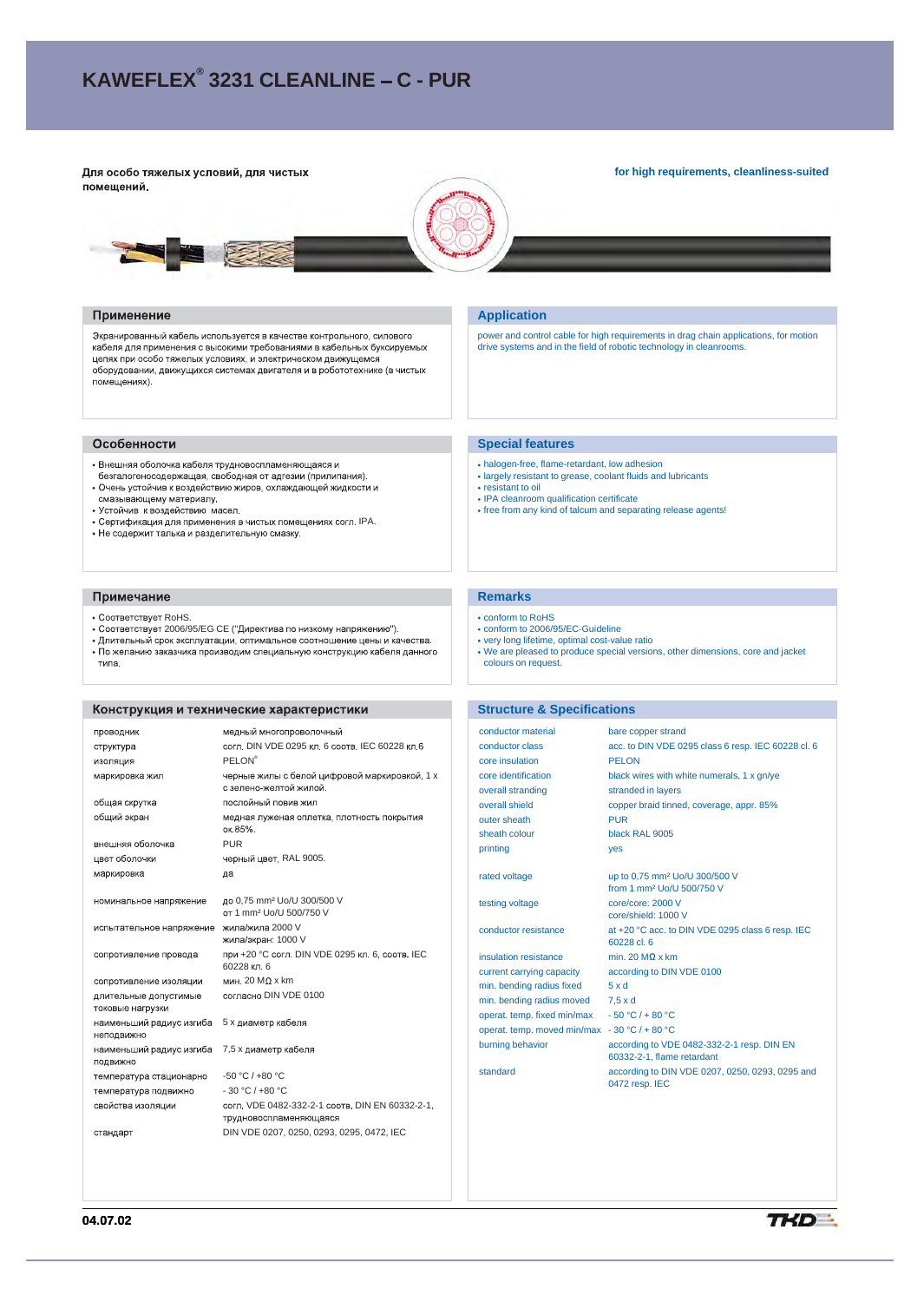# KAWEFLEX® 3231 CLEANLINE – C - PUR

**Для особо тяжелых условий, для чистых помещений.**

**for high requirements, cleanliness-suited**

## Применение

Экранированный кабель используется в качестве контрольного, силового кабеля для применения с высокими требованиями в кабельных буксируемых цепях при особо тяжелых условиях, и электрическом движущемся оборудовании, движущихся системах двигателя и в роботехнике (в чистых помещениях).

## Application

power and control cable for high requirements in drag chain applications, for motion drive systems and in the field of robotic technology in cleanrooms.

## Особенности

- Внешняя оболочка кабеля трудновоспламеняющаяся и безгалогеносодержащая, свободная от адгезии (прилипания).
- Очень устойчив к воздействию жиров, охлаждающей жидкости и смазывающему материалу.
- Устойчив к воздействию масел.
- Сертификация для применения в чистых помещениях согл. IPA.
- Не содержит талька и разделительную смазку.

## Special features

- halogen-free, flame-retardant, low adhesion
- largely resistant to grease, coolant fluids and lubricants
- resistant to oil
- IPA cleanroom qualification certificate
- free from any kind of talcum and separating release agents!

## Примечание

- Соответствует RoHS.
- Соответствует 2006/95/EG CE ("Директива по низкому напряжению").
- Длительный срок эксплуатации, оптимальное соотношение цены и качества.
- По желанию заказчика производим специальную конструкцию кабеля данного типа.

## Remarks

- conform to RoHS
- conform to 2006/95/EC-Guideline
- very long lifetime, optimal cost-value ratio
- We are pleased to produce special versions, other dimensions, core and jacket colours on request.

## Конструкция и технические характеристики

| | |
|---|---|
| проводник | медный многопроволочный |
| структура | согл. DIN VDE 0295 кл. 6 соотв. IEC 60228 кл.6 |
| изоляция | PELON® |
| маркировка жил | черные жилы с белой цифровой маркировкой, 1 x с зелено-желтой жилой. |
| общая скрутка | послойный повив жил |
| общий экран | медная луженая оплетка, плотность покрытия ок.85%. |
| внешняя оболочка | PUR |
| цвет оболочки | черный цвет, RAL 9005. |
| маркировка | да |
| номинальное напряжение | до 0,75 mm² Uo/U 300/500 V<br>от 1 mm² Uo/U 500/750 V |
| испытательное напряжение | жила/жила 2000 V<br>жила/экран: 1000 V |
| сопротивление провода | при +20 °C согл. DIN VDE 0295 кл. 6, соотв. IEC 60228 кл. 6 |
| сопротивление изоляции | мин. 20 MΩ x km |
| длительные допустимые токовые нагрузки | согласно DIN VDE 0100 |
| наименьший радиус изгиба неподвижно | 5 x диаметр кабеля |
| наименьший радиус изгиба подвижно | 7,5 x диаметр кабеля |
| температура стационарно | -50 °C / +80 °C |
| температура подвижно | - 30 °C / +80 °C |
| свойства изоляции | согл. VDE 0482-332-2-1 соотв. DIN EN 60332-2-1, трудновоспламеняющаяся |
| стандарт | DIN VDE 0207, 0250, 0293, 0295, 0472, IEC |

## Structure & Specifications

| | |
|---|---|
| conductor material | bare copper strand |
| conductor class | acc. to DIN VDE 0295 class 6 resp. IEC 60228 cl. 6 |
| core insulation | PELON |
| core identification | black wires with white numerals, 1 x gn/ye |
| overall stranding | stranded in layers |
| overall shield | copper braid tinned, coverage, appr. 85% |
| outer sheath | PUR |
| sheath colour | black RAL 9005 |
| printing | yes |
| rated voltage | up to 0,75 mm² Uo/U 300/500 V<br>from 1 mm² Uo/U 500/750 V |
| testing voltage | core/core: 2000 V<br>core/shield: 1000 V |
| conductor resistance | at +20 °C acc. to DIN VDE 0295 class 6 resp. IEC 60228 cl. 6 |
| insulation resistance | min. 20 MΩ x km |
| current carrying capacity | according to DIN VDE 0100 |
| min. bending radius fixed | 5 x d |
| min. bending radius moved | 7,5 x d |
| operat. temp. fixed min/max | - 50 °C / + 80 °C |
| operat. temp. moved min/max | - 30 °C / + 80 °C |
| burning behavior | according to VDE 0482-332-2-1 resp. DIN EN 60332-2-1, flame retardant |
| standard | according to DIN VDE 0207, 0250, 0293, 0295 and 0472 resp. IEC |

04.07.02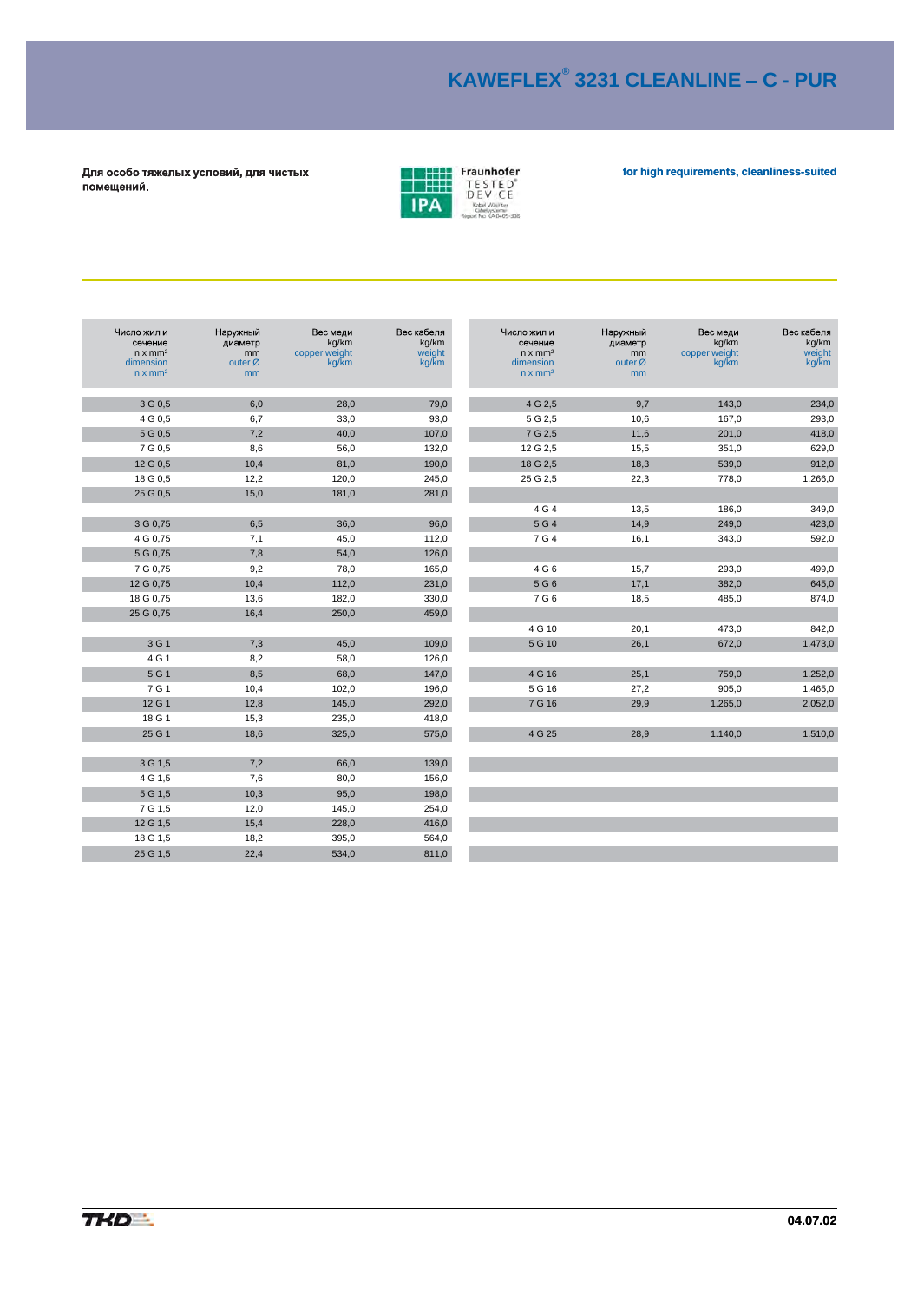# KAWEFLEX® 3231 CLEANLINE – C - PUR

**Для особо тяжелых условий, для чистых помещений.**

Fraunhofer TESTED DEVICE IPA

**for high requirements, cleanliness-suited**

| Число жил и сечение n x mm² dimension n x mm² | Наружный диаметр mm outer Ø mm | Вес меди kg/km copper weight kg/km | Вес кабеля kg/km weight kg/km |
|---|---|---|---|
| 3 G 0,5 | 6,0 | 28,0 | 79,0 |
| 4 G 0,5 | 6,7 | 33,0 | 93,0 |
| 5 G 0,5 | 7,2 | 40,0 | 107,0 |
| 7 G 0,5 | 8,6 | 56,0 | 132,0 |
| 12 G 0,5 | 10,4 | 81,0 | 190,0 |
| 18 G 0,5 | 12,2 | 120,0 | 245,0 |
| 25 G 0,5 | 15,0 | 181,0 | 281,0 |
| 3 G 0,75 | 6,5 | 36,0 | 96,0 |
| 4 G 0,75 | 7,1 | 45,0 | 112,0 |
| 5 G 0,75 | 7,8 | 54,0 | 126,0 |
| 7 G 0,75 | 9,2 | 78,0 | 165,0 |
| 12 G 0,75 | 10,4 | 112,0 | 231,0 |
| 18 G 0,75 | 13,6 | 182,0 | 330,0 |
| 25 G 0,75 | 16,4 | 250,0 | 459,0 |
| 3 G 1 | 7,3 | 45,0 | 109,0 |
| 4 G 1 | 8,2 | 58,0 | 126,0 |
| 5 G 1 | 8,5 | 68,0 | 147,0 |
| 7 G 1 | 10,4 | 102,0 | 196,0 |
| 12 G 1 | 12,8 | 145,0 | 292,0 |
| 18 G 1 | 15,3 | 235,0 | 418,0 |
| 25 G 1 | 18,6 | 325,0 | 575,0 |
| 3 G 1,5 | 7,2 | 66,0 | 139,0 |
| 4 G 1,5 | 7,6 | 80,0 | 156,0 |
| 5 G 1,5 | 10,3 | 95,0 | 198,0 |
| 7 G 1,5 | 12,0 | 145,0 | 254,0 |
| 12 G 1,5 | 15,4 | 228,0 | 416,0 |
| 18 G 1,5 | 18,2 | 395,0 | 564,0 |
| 25 G 1,5 | 22,4 | 534,0 | 811,0 |
| 4 G 2,5 | 9,7 | 143,0 | 234,0 |
| 5 G 2,5 | 10,6 | 167,0 | 293,0 |
| 7 G 2,5 | 11,6 | 201,0 | 418,0 |
| 12 G 2,5 | 15,5 | 351,0 | 629,0 |
| 18 G 2,5 | 18,3 | 539,0 | 912,0 |
| 25 G 2,5 | 22,3 | 778,0 | 1.266,0 |
| 4 G 4 | 13,5 | 186,0 | 349,0 |
| 5 G 4 | 14,9 | 249,0 | 423,0 |
| 7 G 4 | 16,1 | 343,0 | 592,0 |
| 4 G 6 | 15,7 | 293,0 | 499,0 |
| 5 G 6 | 17,1 | 382,0 | 645,0 |
| 7 G 6 | 18,5 | 485,0 | 874,0 |
| 4 G 10 | 20,1 | 473,0 | 842,0 |
| 5 G 10 | 26,1 | 672,0 | 1.473,0 |
| 4 G 16 | 25,1 | 759,0 | 1.252,0 |
| 5 G 16 | 27,2 | 905,0 | 1.465,0 |
| 7 G 16 | 29,9 | 1.265,0 | 2.052,0 |
| 4 G 25 | 28,9 | 1.140,0 | 1.510,0 |

04.07.02